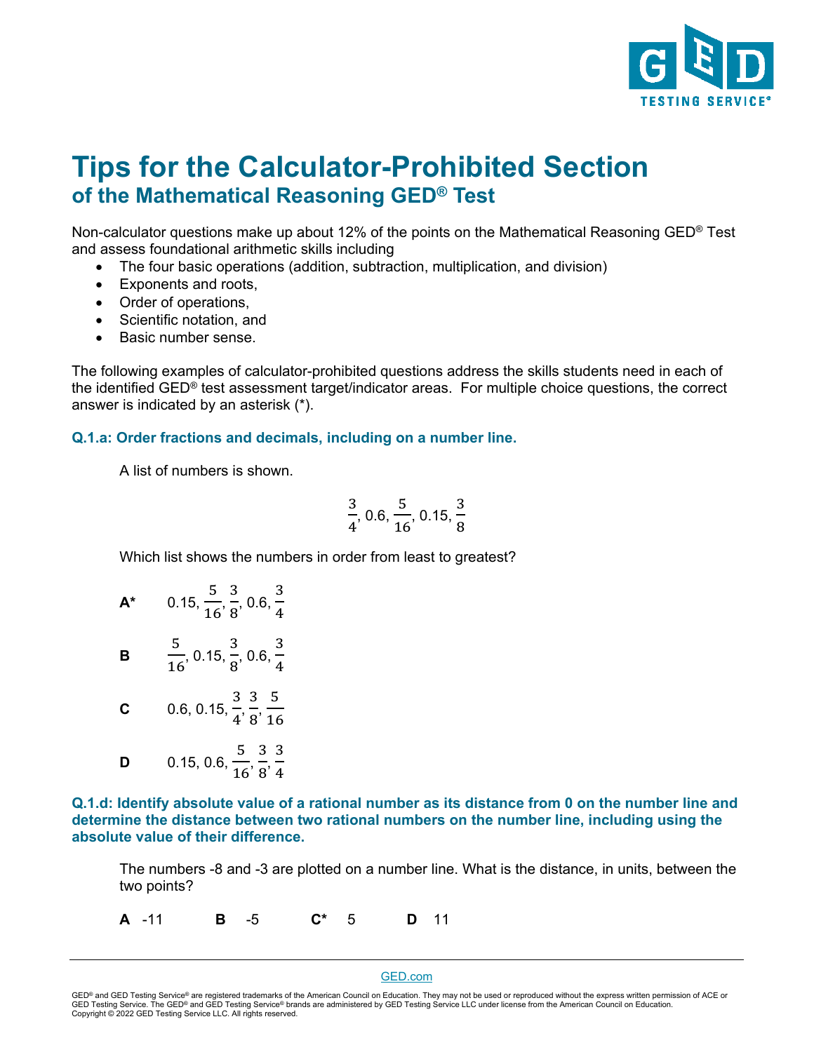# Tips for the Calculator-Prohibited Section

## of the Mathematical Reasoning GED® Test

Non-calculator questions make up about 12% of the points on the Mathematical Reasoning GED® Test and assess foundational arithmetic skills including

- The four basic operations (addition, subtraction, multiplication, and division)
- Exponents and roots,
- Order of operations,
- Scientific notation, and
- Basic number sense.

The following examples of calculator-prohibited questions address the skills students need in each of the identified GED® test assessment target/indicator areas. For multiple choice questions, the correct answer is indicated by an asterisk (*).

### Q.1.a: Order fractions and decimals, including on a number line.

A list of numbers is shown.

$$\frac{3}{4}, 0.6, \frac{5}{16}, 0.15, \frac{3}{8}$$

Which list shows the numbers in order from least to greatest?

**A*** $0.15, \frac{5}{16}, \frac{3}{8}, 0.6, \frac{3}{4}$

**B** $\frac{5}{16}, 0.15, \frac{3}{8}, 0.6, \frac{3}{4}$

**C** $0.6, 0.15, \frac{3}{4}, \frac{3}{8}, \frac{5}{16}$

**D** $0.15, 0.6, \frac{5}{16}, \frac{3}{8}, \frac{3}{4}$

### Q.1.d: Identify absolute value of a rational number as its distance from 0 on the number line and determine the distance between two rational numbers on the number line, including using the absolute value of their difference.

The numbers -8 and -3 are plotted on a number line. What is the distance, in units, between the two points?

**A** -11 **B** -5 **C*** 5 **D** 11

GED.com

GED® and GED Testing Service® are registered trademarks of the American Council on Education. They may not be used or reproduced without the express written permission of ACE or GED Testing Service. The GED® and GED Testing Service® brands are administered by GED Testing Service LLC under license from the American Council on Education. Copyright © 2022 GED Testing Service LLC. All rights reserved.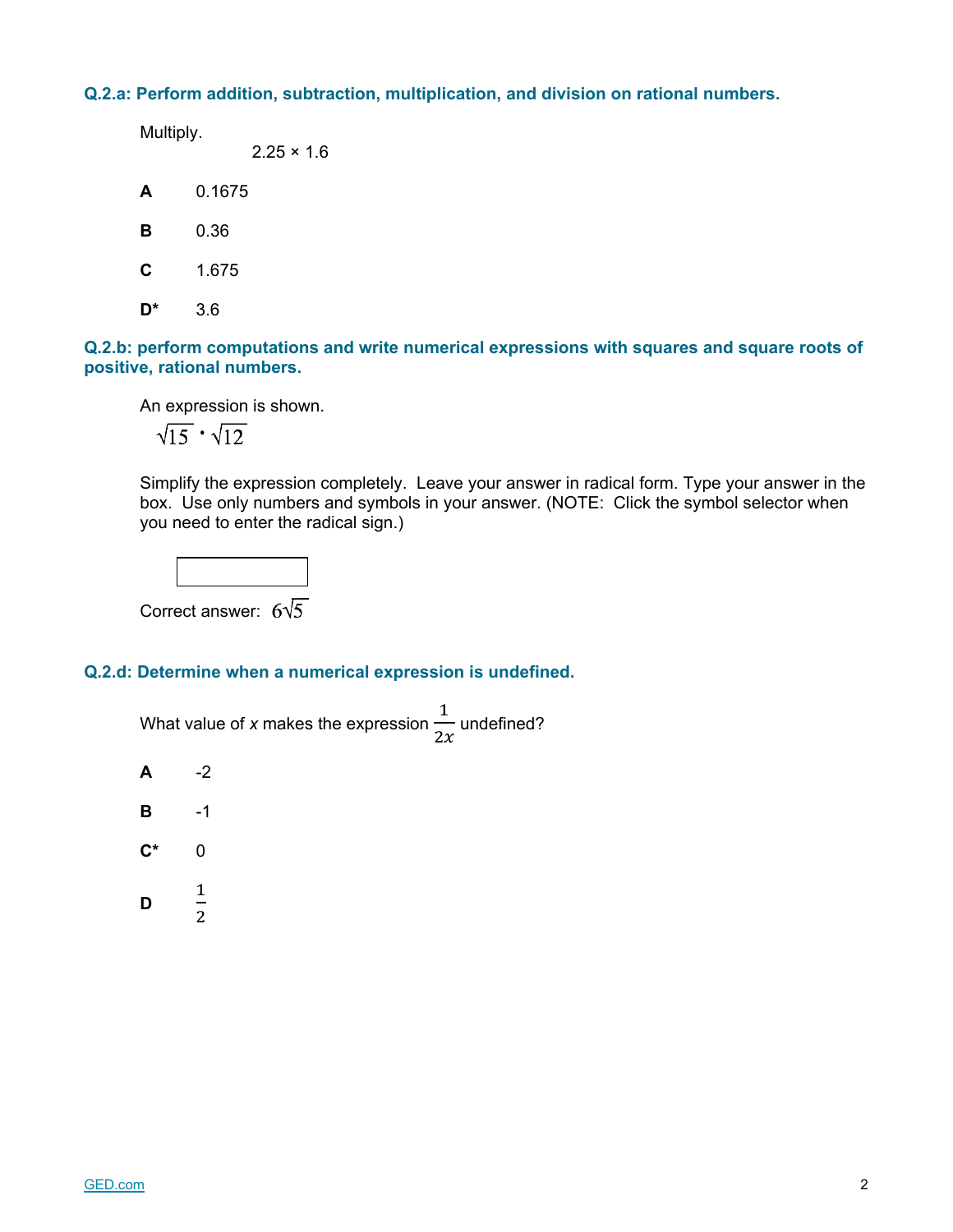### Q.2.a: Perform addition, subtraction, multiplication, and division on rational numbers.

Multiply.

$$2.25 \times 1.6$$

**A** 0.1675

**B** 0.36

**C** 1.675

**D*** 3.6

### Q.2.b: perform computations and write numerical expressions with squares and square roots of positive, rational numbers.

An expression is shown.

$$\sqrt{15} \cdot \sqrt{12}$$

Simplify the expression completely. Leave your answer in radical form. Type your answer in the box. Use only numbers and symbols in your answer. (NOTE: Click the symbol selector when you need to enter the radical sign.)

Correct answer: $6\sqrt{5}$

### Q.2.d: Determine when a numerical expression is undefined.

What value of *x* makes the expression $\frac{1}{2x}$ undefined?

**A** -2

**B** -1

**C*** 0

**D** $\frac{1}{2}$

[GED.com](GED.com)